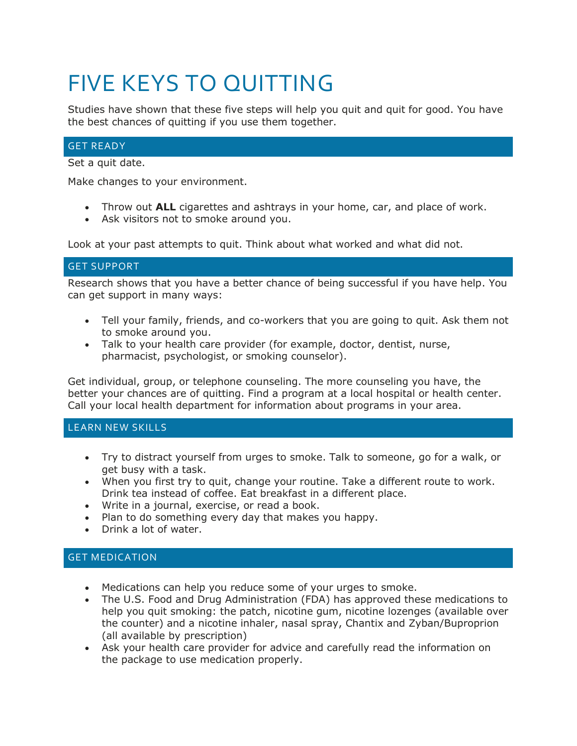# FIVE KEYS TO QUITTING

Studies have shown that these five steps will help you quit and quit for good. You have the best chances of quitting if you use them together.

## GET READY

Set a quit date.

Make changes to your environment.

- Throw out **ALL** cigarettes and ashtrays in your home, car, and place of work.
- Ask visitors not to smoke around you.

Look at your past attempts to quit. Think about what worked and what did not.

## GET SUPPORT

Research shows that you have a better chance of being successful if you have help. You can get support in many ways:

- Tell your family, friends, and co-workers that you are going to quit. Ask them not to smoke around you.
- Talk to your health care provider (for example, doctor, dentist, nurse, pharmacist, psychologist, or smoking counselor).

Get individual, group, or telephone counseling. The more counseling you have, the better your chances are of quitting. Find a program at a local hospital or health center. Call your local health department for information about programs in your area.

## LEARN NEW SKILLS

- Try to distract yourself from urges to smoke. Talk to someone, go for a walk, or get busy with a task.
- When you first try to quit, change your routine. Take a different route to work. Drink tea instead of coffee. Eat breakfast in a different place.
- Write in a journal, exercise, or read a book.
- Plan to do something every day that makes you happy.
- Drink a lot of water.

## GET MEDICATION

- Medications can help you reduce some of your urges to smoke.
- The U.S. Food and Drug Administration (FDA) has approved these medications to help you quit smoking: the patch, nicotine gum, nicotine lozenges (available over the counter) and a nicotine inhaler, nasal spray, Chantix and Zyban/Buproprion (all available by prescription)
- Ask your health care provider for advice and carefully read the information on the package to use medication properly.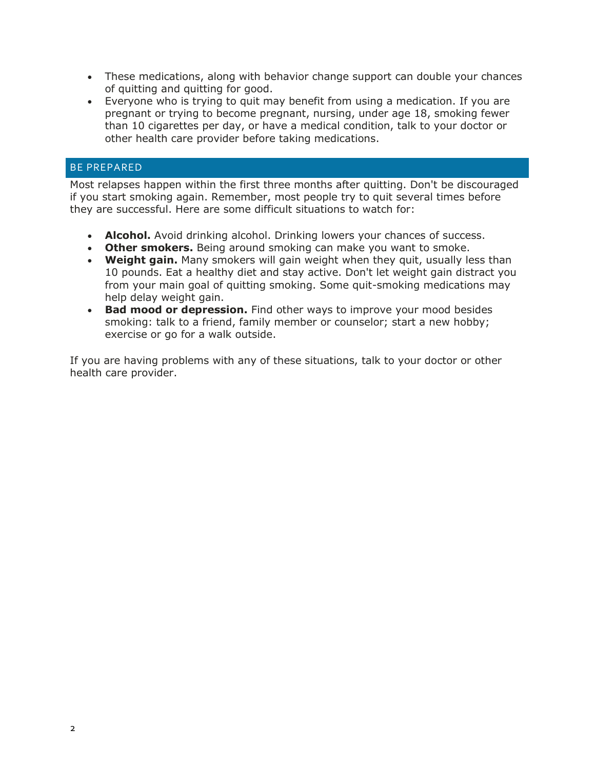- These medications, along with behavior change support can double your chances of quitting and quitting for good.
- Everyone who is trying to quit may benefit from using a medication. If you are pregnant or trying to become pregnant, nursing, under age 18, smoking fewer than 10 cigarettes per day, or have a medical condition, talk to your doctor or other health care provider before taking medications.

## BE PREPARED

Most relapses happen within the first three months after quitting. Don't be discouraged if you start smoking again. Remember, most people try to quit several times before they are successful. Here are some difficult situations to watch for:

- **Alcohol.** Avoid drinking alcohol. Drinking lowers your chances of success.
- **Other smokers.** Being around smoking can make you want to smoke.
- **Weight gain.** Many smokers will gain weight when they quit, usually less than 10 pounds. Eat a healthy diet and stay active. Don't let weight gain distract you from your main goal of quitting smoking. Some quit-smoking medications may help delay weight gain.
- **Bad mood or depression.** Find other ways to improve your mood besides smoking: talk to a friend, family member or counselor; start a new hobby; exercise or go for a walk outside.

If you are having problems with any of these situations, talk to your doctor or other health care provider.